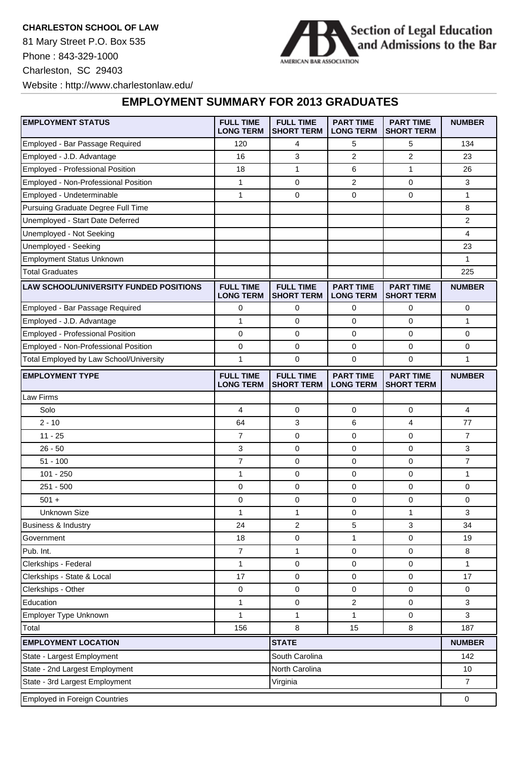**CHARLESTON SCHOOL OF LAW**

81 Mary Street P.O. Box 535

Phone : 843-329-1000

Charleston, SC 29403

Website : http://www.charlestonlaw.edu/

Section of Legal Education and Admissions to the Bar

AMERICAN BAR ASSOCIATION

## EMPLOYMENT SUMMARY FOR 2013 GRADUATES

| EMPLOYMENT STATUS | FULL TIME LONG TERM | FULL TIME SHORT TERM | PART TIME LONG TERM | PART TIME SHORT TERM | NUMBER |
|---|---|---|---|---|---|
| Employed - Bar Passage Required | 120 | 4 | 5 | 5 | 134 |
| Employed - J.D. Advantage | 16 | 3 | 2 | 2 | 23 |
| Employed - Professional Position | 18 | 1 | 6 | 1 | 26 |
| Employed - Non-Professional Position | 1 | 0 | 2 | 0 | 3 |
| Employed - Undeterminable | 1 | 0 | 0 | 0 | 1 |
| Pursuing Graduate Degree Full Time | | | | | 8 |
| Unemployed - Start Date Deferred | | | | | 2 |
| Unemployed - Not Seeking | | | | | 4 |
| Unemployed - Seeking | | | | | 23 |
| Employment Status Unknown | | | | | 1 |
| Total Graduates | | | | | 225 |

| LAW SCHOOL/UNIVERSITY FUNDED POSITIONS | FULL TIME LONG TERM | FULL TIME SHORT TERM | PART TIME LONG TERM | PART TIME SHORT TERM | NUMBER |
|---|---|---|---|---|---|
| Employed - Bar Passage Required | 0 | 0 | 0 | 0 | 0 |
| Employed - J.D. Advantage | 1 | 0 | 0 | 0 | 1 |
| Employed - Professional Position | 0 | 0 | 0 | 0 | 0 |
| Employed - Non-Professional Position | 0 | 0 | 0 | 0 | 0 |
| Total Employed by Law School/University | 1 | 0 | 0 | 0 | 1 |

| EMPLOYMENT TYPE | FULL TIME LONG TERM | FULL TIME SHORT TERM | PART TIME LONG TERM | PART TIME SHORT TERM | NUMBER |
|---|---|---|---|---|---|
| Law Firms | | | | | |
| Solo | 4 | 0 | 0 | 0 | 4 |
| 2 - 10 | 64 | 3 | 6 | 4 | 77 |
| 11 - 25 | 7 | 0 | 0 | 0 | 7 |
| 26 - 50 | 3 | 0 | 0 | 0 | 3 |
| 51 - 100 | 7 | 0 | 0 | 0 | 7 |
| 101 - 250 | 1 | 0 | 0 | 0 | 1 |
| 251 - 500 | 0 | 0 | 0 | 0 | 0 |
| 501 + | 0 | 0 | 0 | 0 | 0 |
| Unknown Size | 1 | 1 | 0 | 1 | 3 |
| Business & Industry | 24 | 2 | 5 | 3 | 34 |
| Government | 18 | 0 | 1 | 0 | 19 |
| Pub. Int. | 7 | 1 | 0 | 0 | 8 |
| Clerkships - Federal | 1 | 0 | 0 | 0 | 1 |
| Clerkships - State & Local | 17 | 0 | 0 | 0 | 17 |
| Clerkships - Other | 0 | 0 | 0 | 0 | 0 |
| Education | 1 | 0 | 2 | 0 | 3 |
| Employer Type Unknown | 1 | 1 | 1 | 0 | 3 |
| Total | 156 | 8 | 15 | 8 | 187 |

| EMPLOYMENT LOCATION | STATE | NUMBER |
|---|---|---|
| State - Largest Employment | South Carolina | 142 |
| State - 2nd Largest Employment | North Carolina | 10 |
| State - 3rd Largest Employment | Virginia | 7 |
| Employed in Foreign Countries | | 0 |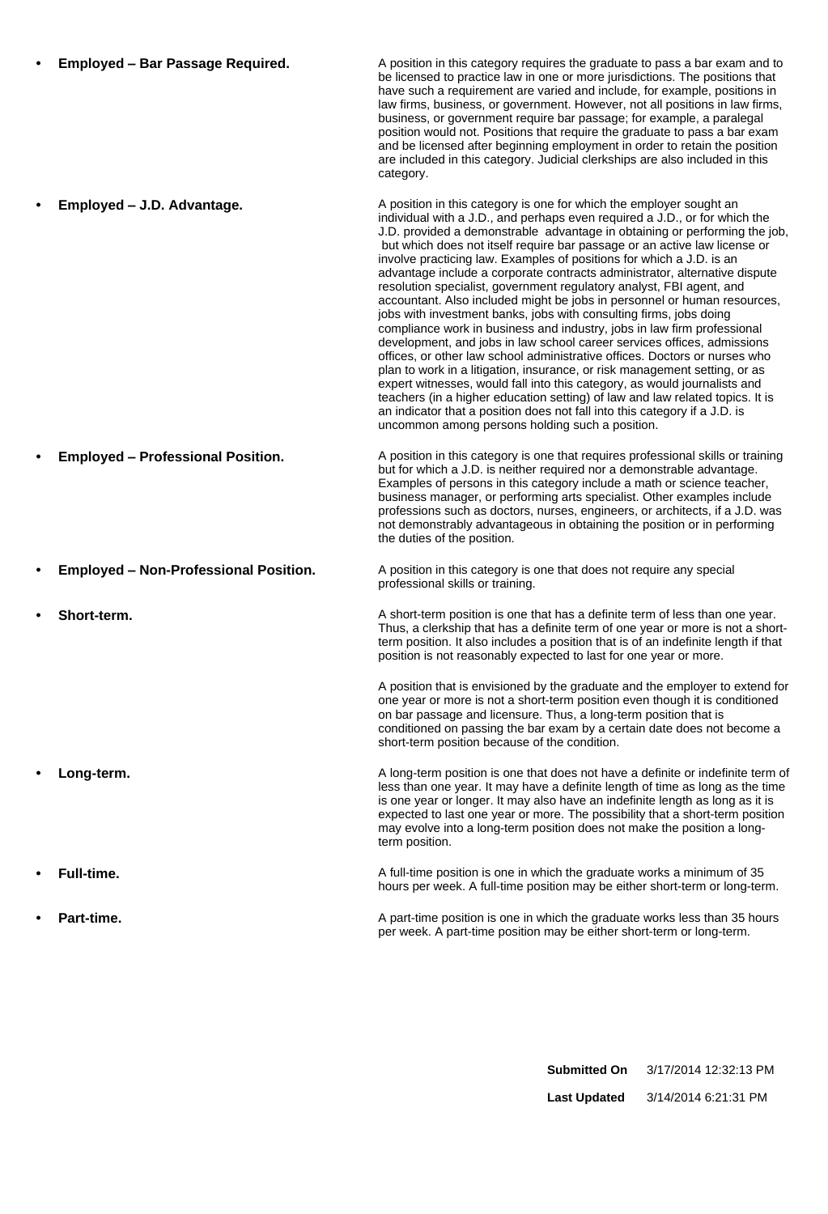- **Employed – Bar Passage Required.** A position in this category requires the graduate to pass a bar exam and to be licensed to practice law in one or more jurisdictions. The positions that have such a requirement are varied and include, for example, positions in law firms, business, or government. However, not all positions in law firms, business, or government require bar passage; for example, a paralegal position would not. Positions that require the graduate to pass a bar exam and be licensed after beginning employment in order to retain the position are included in this category. Judicial clerkships are also included in this category.

- **Employed – J.D. Advantage.** A position in this category is one for which the employer sought an individual with a J.D., and perhaps even required a J.D., or for which the J.D. provided a demonstrable advantage in obtaining or performing the job, but which does not itself require bar passage or an active law license or involve practicing law. Examples of positions for which a J.D. is an advantage include a corporate contracts administrator, alternative dispute resolution specialist, government regulatory analyst, FBI agent, and accountant. Also included might be jobs in personnel or human resources, jobs with investment banks, jobs with consulting firms, jobs doing compliance work in business and industry, jobs in law firm professional development, and jobs in law school career services offices, admissions offices, or other law school administrative offices. Doctors or nurses who plan to work in a litigation, insurance, or risk management setting, or as expert witnesses, would fall into this category, as would journalists and teachers (in a higher education setting) of law and law related topics. It is an indicator that a position does not fall into this category if a J.D. is uncommon among persons holding such a position.

- **Employed – Professional Position.** A position in this category is one that requires professional skills or training but for which a J.D. is neither required nor a demonstrable advantage. Examples of persons in this category include a math or science teacher, business manager, or performing arts specialist. Other examples include professions such as doctors, nurses, engineers, or architects, if a J.D. was not demonstrably advantageous in obtaining the position or in performing the duties of the position.

- **Employed – Non-Professional Position.** A position in this category is one that does not require any special professional skills or training.

- **Short-term.** A short-term position is one that has a definite term of less than one year. Thus, a clerkship that has a definite term of one year or more is not a short-term position. It also includes a position that is of an indefinite length if that position is not reasonably expected to last for one year or more.

  A position that is envisioned by the graduate and the employer to extend for one year or more is not a short-term position even though it is conditioned on bar passage and licensure. Thus, a long-term position that is conditioned on passing the bar exam by a certain date does not become a short-term position because of the condition.

- **Long-term.** A long-term position is one that does not have a definite or indefinite term of less than one year. It may have a definite length of time as long as the time is one year or longer. It may also have an indefinite length as long as it is expected to last one year or more. The possibility that a short-term position may evolve into a long-term position does not make the position a long-term position.

- **Full-time.** A full-time position is one in which the graduate works a minimum of 35 hours per week. A full-time position may be either short-term or long-term.

- **Part-time.** A part-time position is one in which the graduate works less than 35 hours per week. A part-time position may be either short-term or long-term.

**Submitted On** 3/17/2014 12:32:13 PM

**Last Updated** 3/14/2014 6:21:31 PM